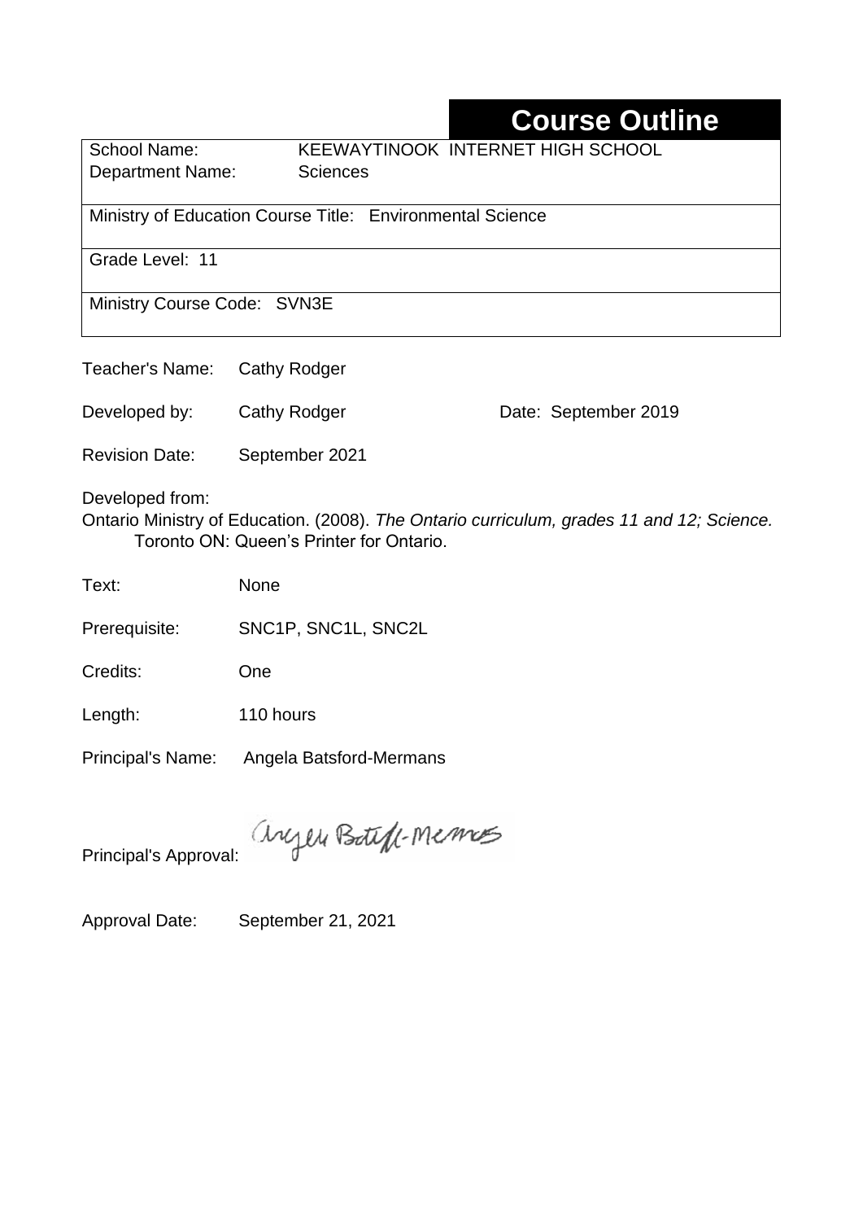# Course Outline

| | |
|---|---|
| School Name: | KEEWAYTINOOK INTERNET HIGH SCHOOL |
| Department Name: | Sciences |
| Ministry of Education Course Title: Environmental Science | |
| Grade Level: 11 | |
| Ministry Course Code: SVN3E | |

Teacher's Name: Cathy Rodger

Developed by: Cathy Rodger Date: September 2019

Revision Date: September 2021

Developed from:
Ontario Ministry of Education. (2008). *The Ontario curriculum, grades 11 and 12; Science.* Toronto ON: Queen's Printer for Ontario.

Text: None

Prerequisite: SNC1P, SNC1L, SNC2L

Credits: One

Length: 110 hours

Principal's Name: Angela Batsford-Mermans

Principal's Approval: Angela Batsford-Mermans

Approval Date: September 21, 2021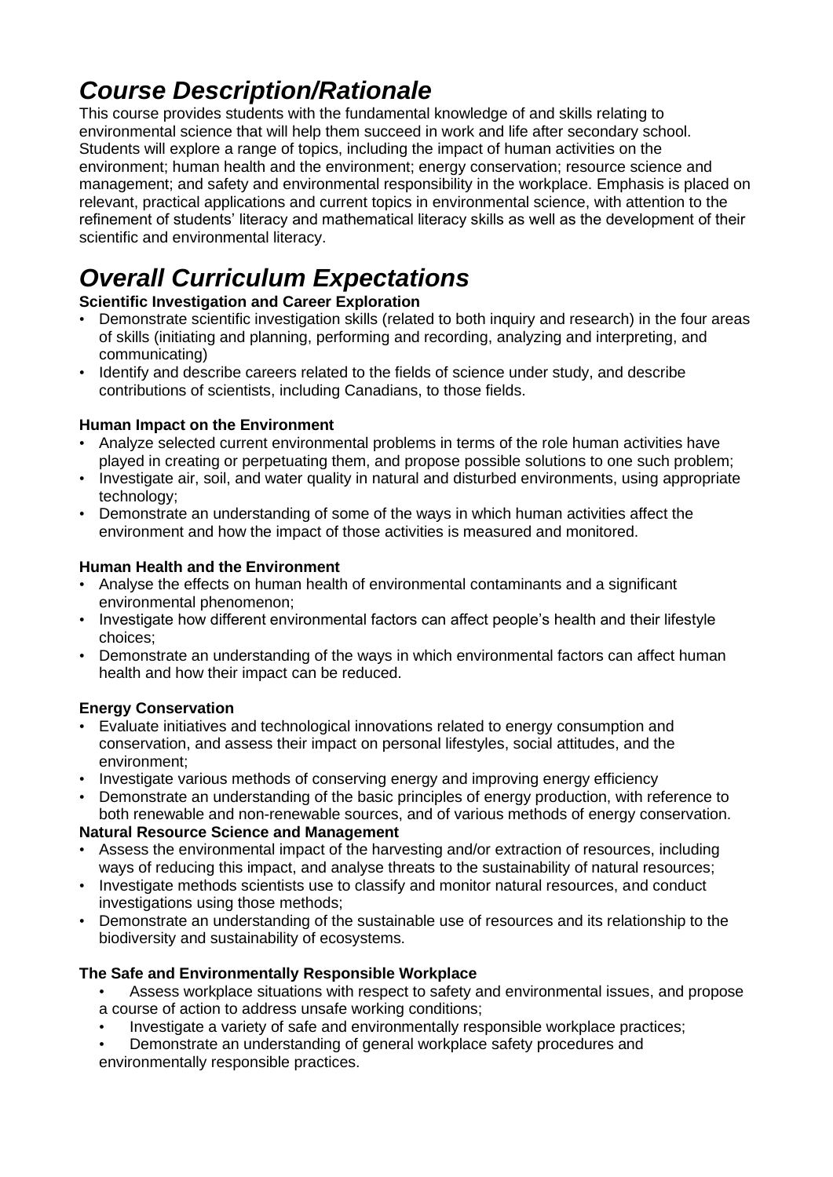# *Course Description/Rationale*

This course provides students with the fundamental knowledge of and skills relating to environmental science that will help them succeed in work and life after secondary school. Students will explore a range of topics, including the impact of human activities on the environment; human health and the environment; energy conservation; resource science and management; and safety and environmental responsibility in the workplace. Emphasis is placed on relevant, practical applications and current topics in environmental science, with attention to the refinement of students' literacy and mathematical literacy skills as well as the development of their scientific and environmental literacy.

# *Overall Curriculum Expectations*

**Scientific Investigation and Career Exploration**

- Demonstrate scientific investigation skills (related to both inquiry and research) in the four areas of skills (initiating and planning, performing and recording, analyzing and interpreting, and communicating)
- Identify and describe careers related to the fields of science under study, and describe contributions of scientists, including Canadians, to those fields.

**Human Impact on the Environment**

- Analyze selected current environmental problems in terms of the role human activities have played in creating or perpetuating them, and propose possible solutions to one such problem;
- Investigate air, soil, and water quality in natural and disturbed environments, using appropriate technology;
- Demonstrate an understanding of some of the ways in which human activities affect the environment and how the impact of those activities is measured and monitored.

**Human Health and the Environment**

- Analyse the effects on human health of environmental contaminants and a significant environmental phenomenon;
- Investigate how different environmental factors can affect people's health and their lifestyle choices;
- Demonstrate an understanding of the ways in which environmental factors can affect human health and how their impact can be reduced.

**Energy Conservation**

- Evaluate initiatives and technological innovations related to energy consumption and conservation, and assess their impact on personal lifestyles, social attitudes, and the environment;
- Investigate various methods of conserving energy and improving energy efficiency
- Demonstrate an understanding of the basic principles of energy production, with reference to both renewable and non-renewable sources, and of various methods of energy conservation.

**Natural Resource Science and Management**

- Assess the environmental impact of the harvesting and/or extraction of resources, including ways of reducing this impact, and analyse threats to the sustainability of natural resources;
- Investigate methods scientists use to classify and monitor natural resources, and conduct investigations using those methods;
- Demonstrate an understanding of the sustainable use of resources and its relationship to the biodiversity and sustainability of ecosystems.

**The Safe and Environmentally Responsible Workplace**

- Assess workplace situations with respect to safety and environmental issues, and propose a course of action to address unsafe working conditions;
- Investigate a variety of safe and environmentally responsible workplace practices;
- Demonstrate an understanding of general workplace safety procedures and environmentally responsible practices.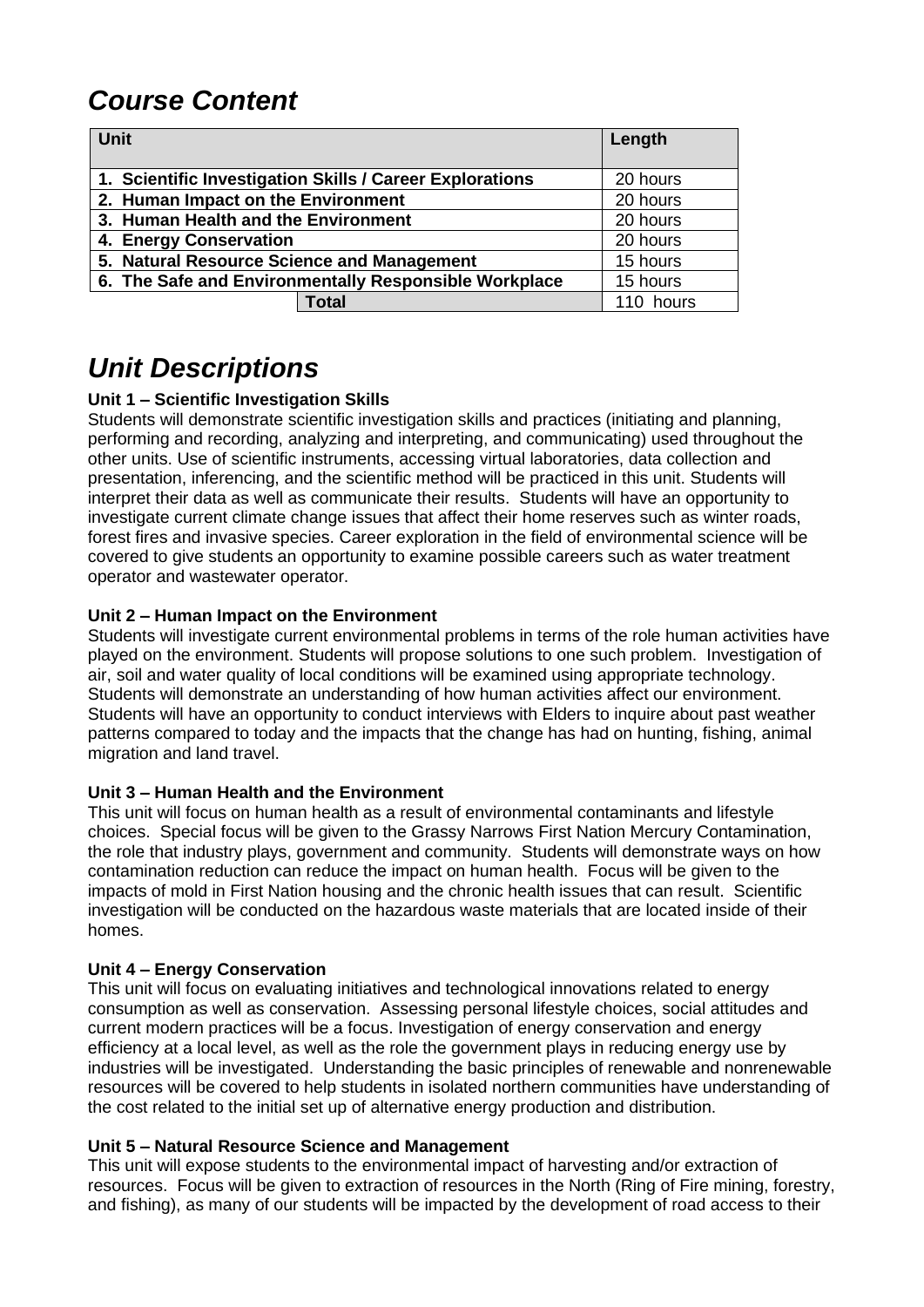## *Course Content*

| Unit | Length |
|---|---|
| **1. Scientific Investigation Skills / Career Explorations** | 20 hours |
| **2. Human Impact on the Environment** | 20 hours |
| **3. Human Health and the Environment** | 20 hours |
| **4. Energy Conservation** | 20 hours |
| **5. Natural Resource Science and Management** | 15 hours |
| **6. The Safe and Environmentally Responsible Workplace** | 15 hours |
| **Total** | 110 hours |

## *Unit Descriptions*

**Unit 1 – Scientific Investigation Skills**

Students will demonstrate scientific investigation skills and practices (initiating and planning, performing and recording, analyzing and interpreting, and communicating) used throughout the other units. Use of scientific instruments, accessing virtual laboratories, data collection and presentation, inferencing, and the scientific method will be practiced in this unit. Students will interpret their data as well as communicate their results. Students will have an opportunity to investigate current climate change issues that affect their home reserves such as winter roads, forest fires and invasive species. Career exploration in the field of environmental science will be covered to give students an opportunity to examine possible careers such as water treatment operator and wastewater operator.

**Unit 2 – Human Impact on the Environment**

Students will investigate current environmental problems in terms of the role human activities have played on the environment. Students will propose solutions to one such problem. Investigation of air, soil and water quality of local conditions will be examined using appropriate technology. Students will demonstrate an understanding of how human activities affect our environment. Students will have an opportunity to conduct interviews with Elders to inquire about past weather patterns compared to today and the impacts that the change has had on hunting, fishing, animal migration and land travel.

**Unit 3 – Human Health and the Environment**

This unit will focus on human health as a result of environmental contaminants and lifestyle choices. Special focus will be given to the Grassy Narrows First Nation Mercury Contamination, the role that industry plays, government and community. Students will demonstrate ways on how contamination reduction can reduce the impact on human health. Focus will be given to the impacts of mold in First Nation housing and the chronic health issues that can result. Scientific investigation will be conducted on the hazardous waste materials that are located inside of their homes.

**Unit 4 – Energy Conservation**

This unit will focus on evaluating initiatives and technological innovations related to energy consumption as well as conservation. Assessing personal lifestyle choices, social attitudes and current modern practices will be a focus. Investigation of energy conservation and energy efficiency at a local level, as well as the role the government plays in reducing energy use by industries will be investigated. Understanding the basic principles of renewable and nonrenewable resources will be covered to help students in isolated northern communities have understanding of the cost related to the initial set up of alternative energy production and distribution.

**Unit 5 – Natural Resource Science and Management**

This unit will expose students to the environmental impact of harvesting and/or extraction of resources. Focus will be given to extraction of resources in the North (Ring of Fire mining, forestry, and fishing), as many of our students will be impacted by the development of road access to their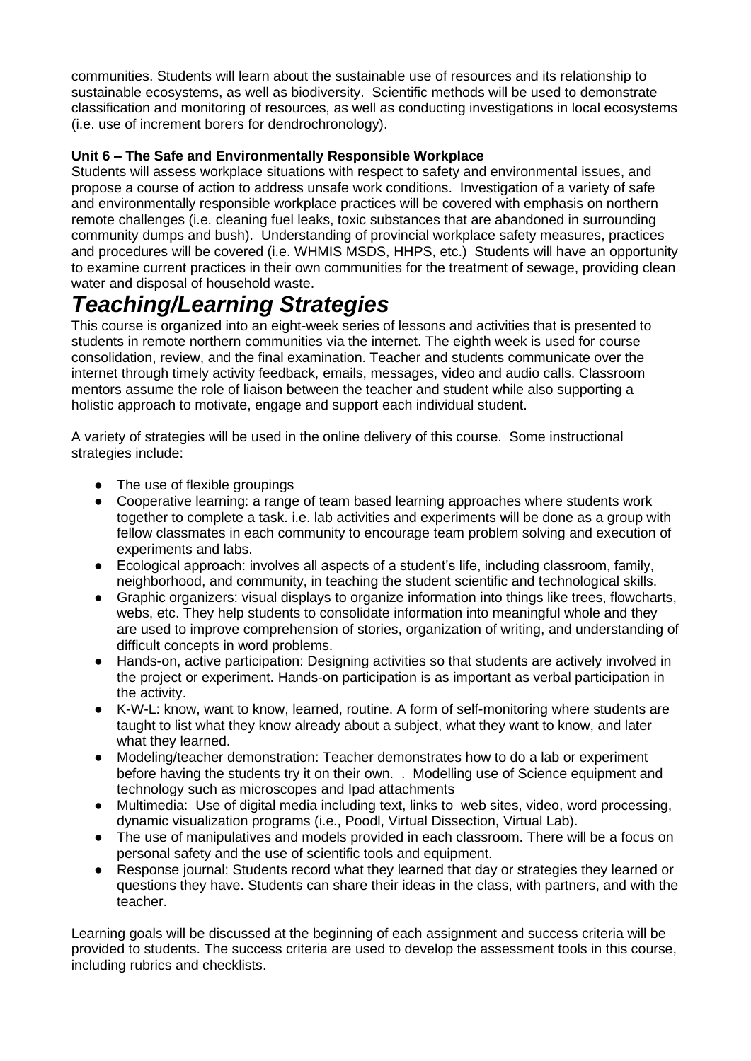communities. Students will learn about the sustainable use of resources and its relationship to sustainable ecosystems, as well as biodiversity. Scientific methods will be used to demonstrate classification and monitoring of resources, as well as conducting investigations in local ecosystems (i.e. use of increment borers for dendrochronology).

**Unit 6 – The Safe and Environmentally Responsible Workplace**

Students will assess workplace situations with respect to safety and environmental issues, and propose a course of action to address unsafe work conditions. Investigation of a variety of safe and environmentally responsible workplace practices will be covered with emphasis on northern remote challenges (i.e. cleaning fuel leaks, toxic substances that are abandoned in surrounding community dumps and bush). Understanding of provincial workplace safety measures, practices and procedures will be covered (i.e. WHMIS MSDS, HHPS, etc.) Students will have an opportunity to examine current practices in their own communities for the treatment of sewage, providing clean water and disposal of household waste.

# *Teaching/Learning Strategies*

This course is organized into an eight-week series of lessons and activities that is presented to students in remote northern communities via the internet. The eighth week is used for course consolidation, review, and the final examination. Teacher and students communicate over the internet through timely activity feedback, emails, messages, video and audio calls. Classroom mentors assume the role of liaison between the teacher and student while also supporting a holistic approach to motivate, engage and support each individual student.

A variety of strategies will be used in the online delivery of this course. Some instructional strategies include:

- The use of flexible groupings
- Cooperative learning: a range of team based learning approaches where students work together to complete a task. i.e. lab activities and experiments will be done as a group with fellow classmates in each community to encourage team problem solving and execution of experiments and labs.
- Ecological approach: involves all aspects of a student's life, including classroom, family, neighborhood, and community, in teaching the student scientific and technological skills.
- Graphic organizers: visual displays to organize information into things like trees, flowcharts, webs, etc. They help students to consolidate information into meaningful whole and they are used to improve comprehension of stories, organization of writing, and understanding of difficult concepts in word problems.
- Hands-on, active participation: Designing activities so that students are actively involved in the project or experiment. Hands-on participation is as important as verbal participation in the activity.
- K-W-L: know, want to know, learned, routine. A form of self-monitoring where students are taught to list what they know already about a subject, what they want to know, and later what they learned.
- Modeling/teacher demonstration: Teacher demonstrates how to do a lab or experiment before having the students try it on their own. . Modelling use of Science equipment and technology such as microscopes and Ipad attachments
- Multimedia: Use of digital media including text, links to web sites, video, word processing, dynamic visualization programs (i.e., Poodl, Virtual Dissection, Virtual Lab).
- The use of manipulatives and models provided in each classroom. There will be a focus on personal safety and the use of scientific tools and equipment.
- Response journal: Students record what they learned that day or strategies they learned or questions they have. Students can share their ideas in the class, with partners, and with the teacher.

Learning goals will be discussed at the beginning of each assignment and success criteria will be provided to students. The success criteria are used to develop the assessment tools in this course, including rubrics and checklists.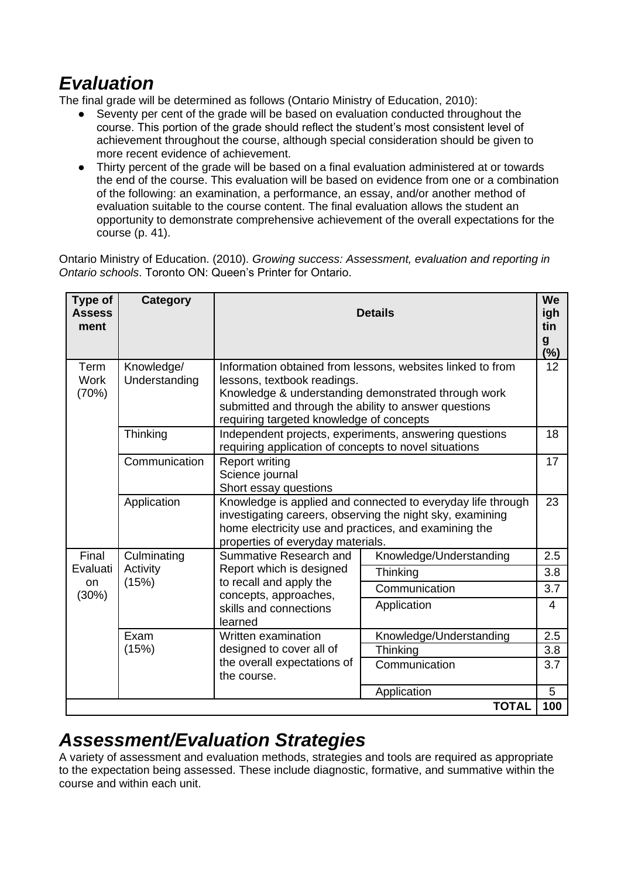## *Evaluation*

The final grade will be determined as follows (Ontario Ministry of Education, 2010):

- Seventy per cent of the grade will be based on evaluation conducted throughout the course. This portion of the grade should reflect the student's most consistent level of achievement throughout the course, although special consideration should be given to more recent evidence of achievement.
- Thirty percent of the grade will be based on a final evaluation administered at or towards the end of the course. This evaluation will be based on evidence from one or a combination of the following: an examination, a performance, an essay, and/or another method of evaluation suitable to the course content. The final evaluation allows the student an opportunity to demonstrate comprehensive achievement of the overall expectations for the course (p. 41).

Ontario Ministry of Education. (2010). *Growing success: Assessment, evaluation and reporting in Ontario schools*. Toronto ON: Queen's Printer for Ontario.

| Type of Assessment | Category | Details | | Weighting (%) |
|---|---|---|---|---|
| Term Work (70%) | Knowledge/ Understanding | Information obtained from lessons, websites linked to from lessons, textbook readings. Knowledge & understanding demonstrated through work submitted and through the ability to answer questions requiring targeted knowledge of concepts | | 12 |
| | Thinking | Independent projects, experiments, answering questions requiring application of concepts to novel situations | | 18 |
| | Communication | Report writing<br>Science journal<br>Short essay questions | | 17 |
| | Application | Knowledge is applied and connected to everyday life through investigating careers, observing the night sky, examining home electricity use and practices, and examining the properties of everyday materials. | | 23 |
| Final Evaluation (30%) | Culminating Activity (15%) | Summative Research and Report which is designed to recall and apply the concepts, approaches, skills and connections learned | Knowledge/Understanding | 2.5 |
| | | | Thinking | 3.8 |
| | | | Communication | 3.7 |
| | | | Application | 4 |
| | Exam (15%) | Written examination designed to cover all of the overall expectations of the course. | Knowledge/Understanding | 2.5 |
| | | | Thinking | 3.8 |
| | | | Communication | 3.7 |
| | | | Application | 5 |
| | | | **TOTAL** | **100** |

## *Assessment/Evaluation Strategies*

A variety of assessment and evaluation methods, strategies and tools are required as appropriate to the expectation being assessed. These include diagnostic, formative, and summative within the course and within each unit.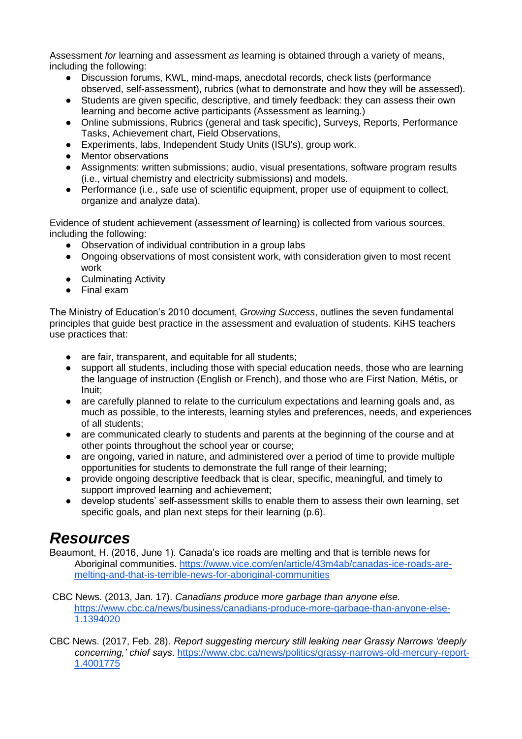Assessment *for* learning and assessment *as* learning is obtained through a variety of means, including the following:

- Discussion forums, KWL, mind-maps, anecdotal records, check lists (performance observed, self-assessment), rubrics (what to demonstrate and how they will be assessed).
- Students are given specific, descriptive, and timely feedback: they can assess their own learning and become active participants (Assessment as learning.)
- Online submissions, Rubrics (general and task specific), Surveys, Reports, Performance Tasks, Achievement chart, Field Observations,
- Experiments, labs, Independent Study Units (ISU's), group work.
- Mentor observations
- Assignments: written submissions; audio, visual presentations, software program results (i.e., virtual chemistry and electricity submissions) and models.
- Performance (i.e., safe use of scientific equipment, proper use of equipment to collect, organize and analyze data).

Evidence of student achievement (assessment *of* learning) is collected from various sources, including the following:

- Observation of individual contribution in a group labs
- Ongoing observations of most consistent work, with consideration given to most recent work
- Culminating Activity
- Final exam

The Ministry of Education's 2010 document, *Growing Success*, outlines the seven fundamental principles that guide best practice in the assessment and evaluation of students. KiHS teachers use practices that:

- are fair, transparent, and equitable for all students;
- support all students, including those with special education needs, those who are learning the language of instruction (English or French), and those who are First Nation, Métis, or Inuit;
- are carefully planned to relate to the curriculum expectations and learning goals and, as much as possible, to the interests, learning styles and preferences, needs, and experiences of all students;
- are communicated clearly to students and parents at the beginning of the course and at other points throughout the school year or course;
- are ongoing, varied in nature, and administered over a period of time to provide multiple opportunities for students to demonstrate the full range of their learning;
- provide ongoing descriptive feedback that is clear, specific, meaningful, and timely to support improved learning and achievement;
- develop students' self-assessment skills to enable them to assess their own learning, set specific goals, and plan next steps for their learning (p.6).

# *Resources*

Beaumont, H. (2016, June 1). Canada's ice roads are melting and that is terrible news for Aboriginal communities. https://www.vice.com/en/article/43m4ab/canadas-ice-roads-are-melting-and-that-is-terrible-news-for-aboriginal-communities

CBC News. (2013, Jan. 17). *Canadians produce more garbage than anyone else.* https://www.cbc.ca/news/business/canadians-produce-more-garbage-than-anyone-else-1.1394020

CBC News. (2017, Feb. 28). *Report suggesting mercury still leaking near Grassy Narrows 'deeply concerning,' chief says.* https://www.cbc.ca/news/politics/grassy-narrows-old-mercury-report-1.4001775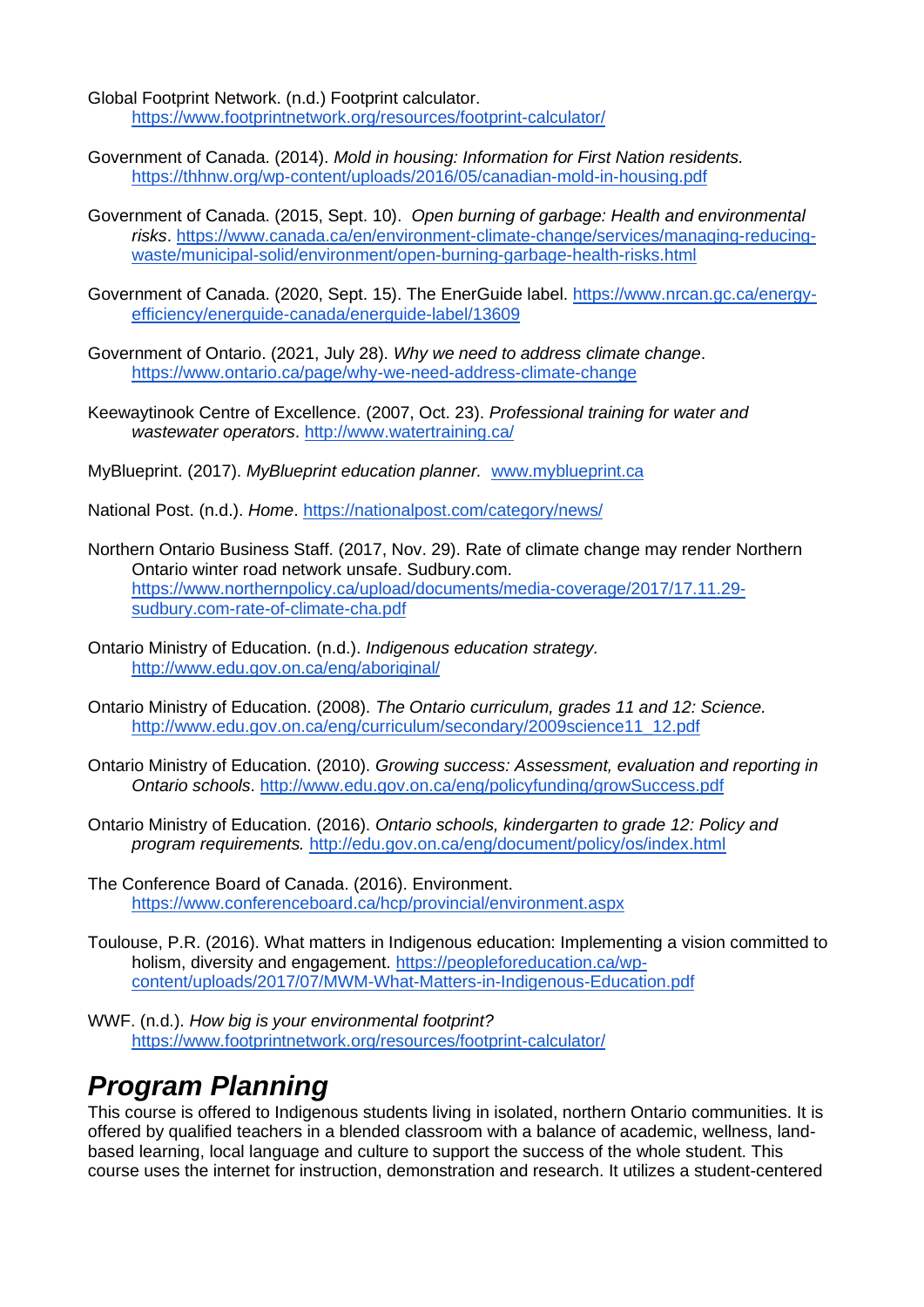Global Footprint Network. (n.d.) Footprint calculator. https://www.footprintnetwork.org/resources/footprint-calculator/

Government of Canada. (2014). *Mold in housing: Information for First Nation residents.* https://thhnw.org/wp-content/uploads/2016/05/canadian-mold-in-housing.pdf

Government of Canada. (2015, Sept. 10). *Open burning of garbage: Health and environmental risks*. https://www.canada.ca/en/environment-climate-change/services/managing-reducing-waste/municipal-solid/environment/open-burning-garbage-health-risks.html

Government of Canada. (2020, Sept. 15). The EnerGuide label. https://www.nrcan.gc.ca/energy-efficiency/energuide-canada/energuide-label/13609

Government of Ontario. (2021, July 28). *Why we need to address climate change*. https://www.ontario.ca/page/why-we-need-address-climate-change

Keewaytinook Centre of Excellence. (2007, Oct. 23). *Professional training for water and wastewater operators*. http://www.watertraining.ca/

MyBlueprint. (2017). *MyBlueprint education planner.* www.myblueprint.ca

National Post. (n.d.). *Home*. https://nationalpost.com/category/news/

Northern Ontario Business Staff. (2017, Nov. 29). Rate of climate change may render Northern Ontario winter road network unsafe. Sudbury.com. https://www.northernpolicy.ca/upload/documents/media-coverage/2017/17.11.29-sudbury.com-rate-of-climate-cha.pdf

Ontario Ministry of Education. (n.d.). *Indigenous education strategy.* http://www.edu.gov.on.ca/eng/aboriginal/

Ontario Ministry of Education. (2008). *The Ontario curriculum, grades 11 and 12: Science.* http://www.edu.gov.on.ca/eng/curriculum/secondary/2009science11_12.pdf

Ontario Ministry of Education. (2010). *Growing success: Assessment, evaluation and reporting in Ontario schools*. http://www.edu.gov.on.ca/eng/policyfunding/growSuccess.pdf

Ontario Ministry of Education. (2016). *Ontario schools, kindergarten to grade 12: Policy and program requirements.* http://edu.gov.on.ca/eng/document/policy/os/index.html

The Conference Board of Canada. (2016). Environment. https://www.conferenceboard.ca/hcp/provincial/environment.aspx

Toulouse, P.R. (2016). What matters in Indigenous education: Implementing a vision committed to holism, diversity and engagement. https://peopleforeducation.ca/wp-content/uploads/2017/07/MWM-What-Matters-in-Indigenous-Education.pdf

WWF. (n.d.). *How big is your environmental footprint?* https://www.footprintnetwork.org/resources/footprint-calculator/

# ***Program Planning***

This course is offered to Indigenous students living in isolated, northern Ontario communities. It is offered by qualified teachers in a blended classroom with a balance of academic, wellness, land-based learning, local language and culture to support the success of the whole student. This course uses the internet for instruction, demonstration and research. It utilizes a student-centered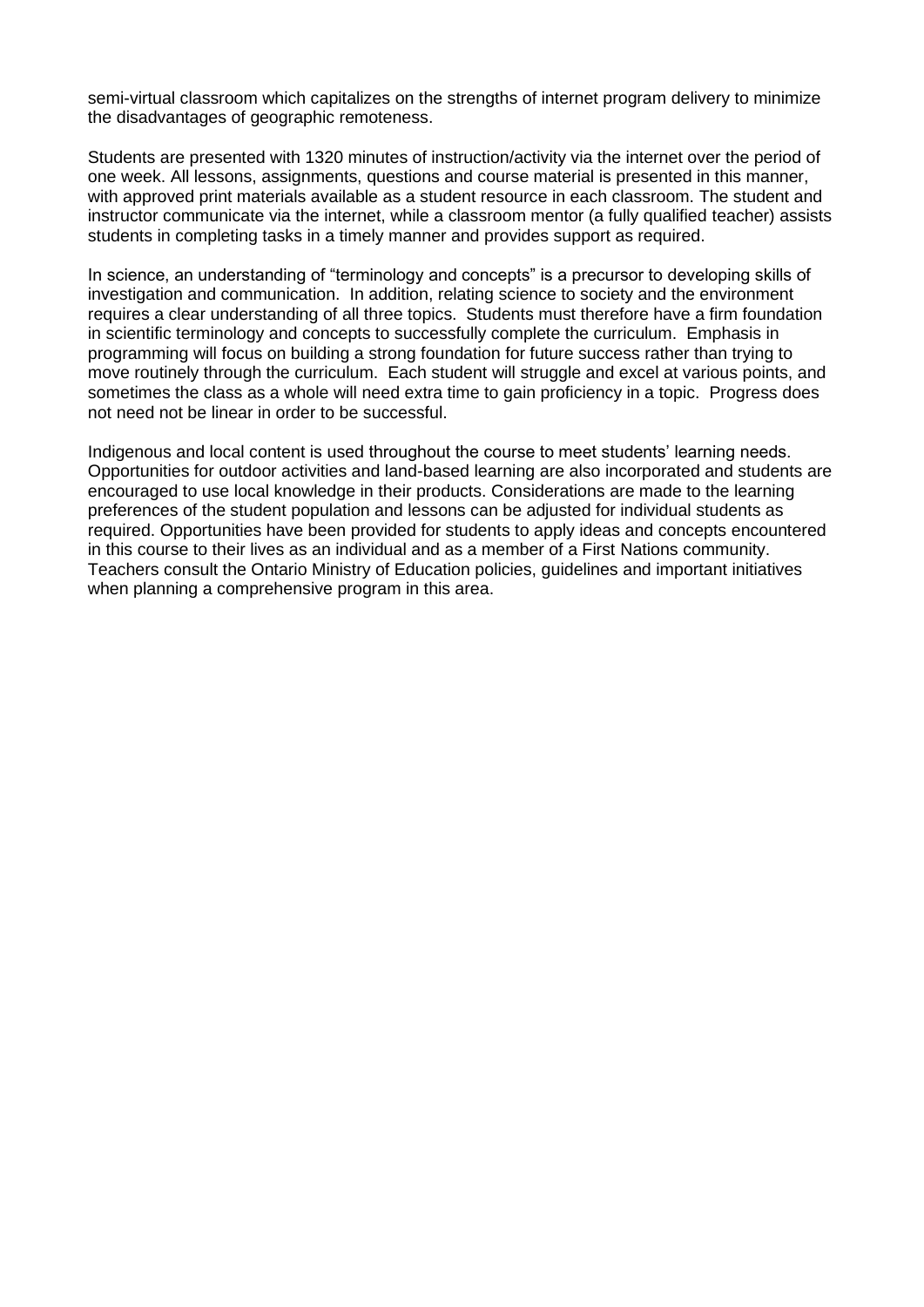semi-virtual classroom which capitalizes on the strengths of internet program delivery to minimize the disadvantages of geographic remoteness.

Students are presented with 1320 minutes of instruction/activity via the internet over the period of one week. All lessons, assignments, questions and course material is presented in this manner, with approved print materials available as a student resource in each classroom. The student and instructor communicate via the internet, while a classroom mentor (a fully qualified teacher) assists students in completing tasks in a timely manner and provides support as required.

In science, an understanding of "terminology and concepts" is a precursor to developing skills of investigation and communication. In addition, relating science to society and the environment requires a clear understanding of all three topics. Students must therefore have a firm foundation in scientific terminology and concepts to successfully complete the curriculum. Emphasis in programming will focus on building a strong foundation for future success rather than trying to move routinely through the curriculum. Each student will struggle and excel at various points, and sometimes the class as a whole will need extra time to gain proficiency in a topic. Progress does not need not be linear in order to be successful.

Indigenous and local content is used throughout the course to meet students' learning needs. Opportunities for outdoor activities and land-based learning are also incorporated and students are encouraged to use local knowledge in their products. Considerations are made to the learning preferences of the student population and lessons can be adjusted for individual students as required. Opportunities have been provided for students to apply ideas and concepts encountered in this course to their lives as an individual and as a member of a First Nations community. Teachers consult the Ontario Ministry of Education policies, guidelines and important initiatives when planning a comprehensive program in this area.